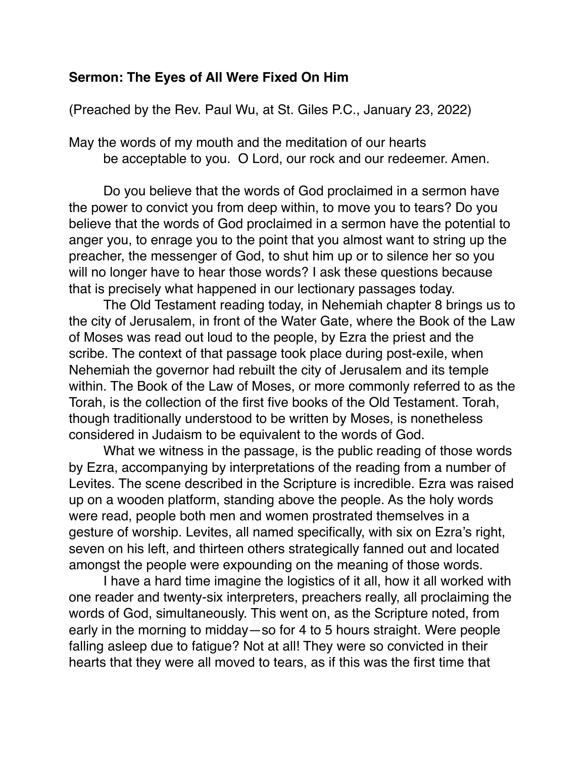**Sermon: The Eyes of All Were Fixed On Him**

(Preached by the Rev. Paul Wu, at St. Giles P.C., January 23, 2022)

May the words of my mouth and the meditation of our hearts
be acceptable to you. O Lord, our rock and our redeemer. Amen.

Do you believe that the words of God proclaimed in a sermon have the power to convict you from deep within, to move you to tears? Do you believe that the words of God proclaimed in a sermon have the potential to anger you, to enrage you to the point that you almost want to string up the preacher, the messenger of God, to shut him up or to silence her so you will no longer have to hear those words? I ask these questions because that is precisely what happened in our lectionary passages today.

The Old Testament reading today, in Nehemiah chapter 8 brings us to the city of Jerusalem, in front of the Water Gate, where the Book of the Law of Moses was read out loud to the people, by Ezra the priest and the scribe. The context of that passage took place during post-exile, when Nehemiah the governor had rebuilt the city of Jerusalem and its temple within. The Book of the Law of Moses, or more commonly referred to as the Torah, is the collection of the first five books of the Old Testament. Torah, though traditionally understood to be written by Moses, is nonetheless considered in Judaism to be equivalent to the words of God.

What we witness in the passage, is the public reading of those words by Ezra, accompanying by interpretations of the reading from a number of Levites. The scene described in the Scripture is incredible. Ezra was raised up on a wooden platform, standing above the people. As the holy words were read, people both men and women prostrated themselves in a gesture of worship. Levites, all named specifically, with six on Ezra's right, seven on his left, and thirteen others strategically fanned out and located amongst the people were expounding on the meaning of those words.

I have a hard time imagine the logistics of it all, how it all worked with one reader and twenty-six interpreters, preachers really, all proclaiming the words of God, simultaneously. This went on, as the Scripture noted, from early in the morning to midday—so for 4 to 5 hours straight. Were people falling asleep due to fatigue? Not at all! They were so convicted in their hearts that they were all moved to tears, as if this was the first time that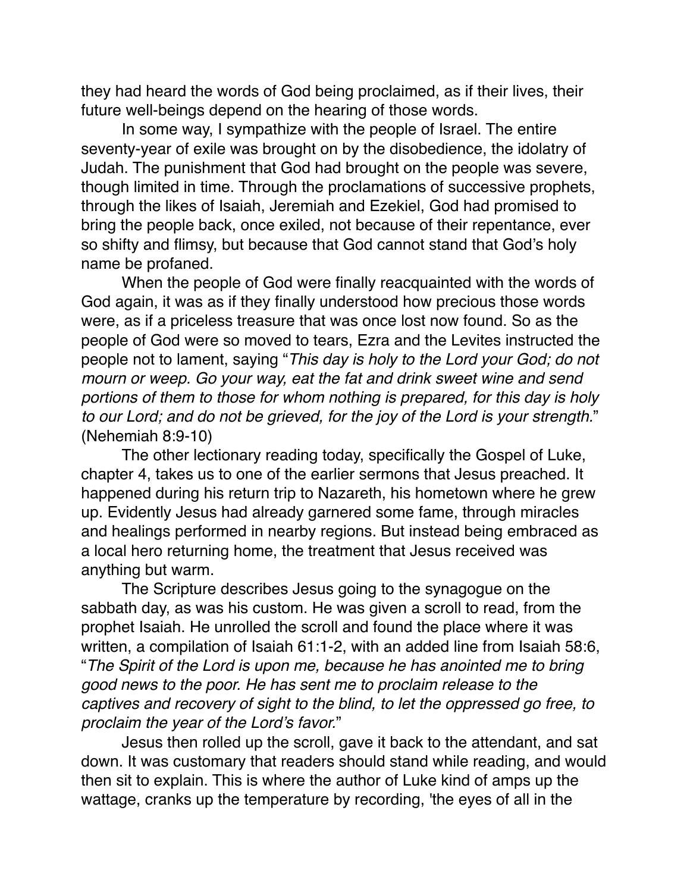they had heard the words of God being proclaimed, as if their lives, their future well-beings depend on the hearing of those words.

In some way, I sympathize with the people of Israel. The entire seventy-year of exile was brought on by the disobedience, the idolatry of Judah. The punishment that God had brought on the people was severe, though limited in time. Through the proclamations of successive prophets, through the likes of Isaiah, Jeremiah and Ezekiel, God had promised to bring the people back, once exiled, not because of their repentance, ever so shifty and flimsy, but because that God cannot stand that God's holy name be profaned.

When the people of God were finally reacquainted with the words of God again, it was as if they finally understood how precious those words were, as if a priceless treasure that was once lost now found. So as the people of God were so moved to tears, Ezra and the Levites instructed the people not to lament, saying "*This day is holy to the Lord your God; do not mourn or weep. Go your way, eat the fat and drink sweet wine and send portions of them to those for whom nothing is prepared, for this day is holy to our Lord; and do not be grieved, for the joy of the Lord is your strength.*" (Nehemiah 8:9-10)

The other lectionary reading today, specifically the Gospel of Luke, chapter 4, takes us to one of the earlier sermons that Jesus preached. It happened during his return trip to Nazareth, his hometown where he grew up. Evidently Jesus had already garnered some fame, through miracles and healings performed in nearby regions. But instead being embraced as a local hero returning home, the treatment that Jesus received was anything but warm.

The Scripture describes Jesus going to the synagogue on the sabbath day, as was his custom. He was given a scroll to read, from the prophet Isaiah. He unrolled the scroll and found the place where it was written, a compilation of Isaiah 61:1-2, with an added line from Isaiah 58:6, "*The Spirit of the Lord is upon me, because he has anointed me to bring good news to the poor. He has sent me to proclaim release to the captives and recovery of sight to the blind, to let the oppressed go free, to proclaim the year of the Lord's favor.*"

Jesus then rolled up the scroll, gave it back to the attendant, and sat down. It was customary that readers should stand while reading, and would then sit to explain. This is where the author of Luke kind of amps up the wattage, cranks up the temperature by recording, 'the eyes of all in the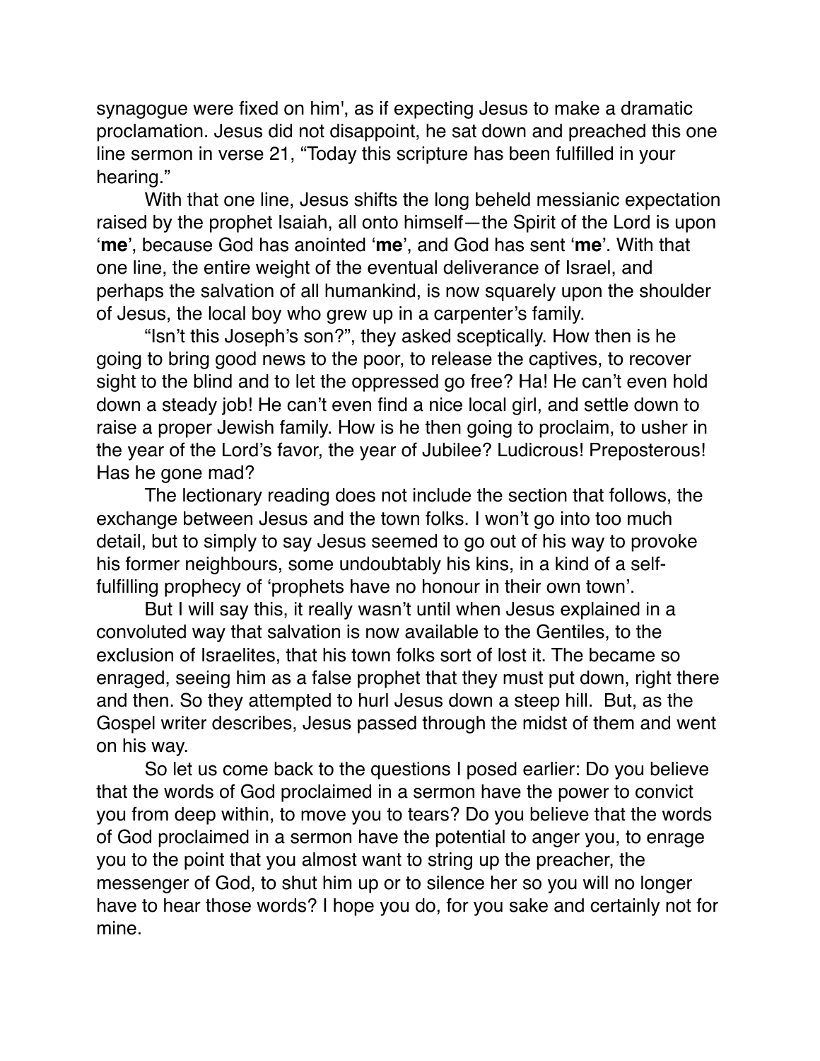synagogue were fixed on him', as if expecting Jesus to make a dramatic proclamation. Jesus did not disappoint, he sat down and preached this one line sermon in verse 21, "Today this scripture has been fulfilled in your hearing."

With that one line, Jesus shifts the long beheld messianic expectation raised by the prophet Isaiah, all onto himself—the Spirit of the Lord is upon '**me**', because God has anointed '**me**', and God has sent '**me**'. With that one line, the entire weight of the eventual deliverance of Israel, and perhaps the salvation of all humankind, is now squarely upon the shoulder of Jesus, the local boy who grew up in a carpenter's family.

"Isn't this Joseph's son?", they asked sceptically. How then is he going to bring good news to the poor, to release the captives, to recover sight to the blind and to let the oppressed go free? Ha! He can't even hold down a steady job! He can't even find a nice local girl, and settle down to raise a proper Jewish family. How is he then going to proclaim, to usher in the year of the Lord's favor, the year of Jubilee? Ludicrous! Preposterous! Has he gone mad?

The lectionary reading does not include the section that follows, the exchange between Jesus and the town folks. I won't go into too much detail, but to simply to say Jesus seemed to go out of his way to provoke his former neighbours, some undoubtably his kins, in a kind of a self-fulfilling prophecy of 'prophets have no honour in their own town'.

But I will say this, it really wasn't until when Jesus explained in a convoluted way that salvation is now available to the Gentiles, to the exclusion of Israelites, that his town folks sort of lost it. The became so enraged, seeing him as a false prophet that they must put down, right there and then. So they attempted to hurl Jesus down a steep hill. But, as the Gospel writer describes, Jesus passed through the midst of them and went on his way.

So let us come back to the questions I posed earlier: Do you believe that the words of God proclaimed in a sermon have the power to convict you from deep within, to move you to tears? Do you believe that the words of God proclaimed in a sermon have the potential to anger you, to enrage you to the point that you almost want to string up the preacher, the messenger of God, to shut him up or to silence her so you will no longer have to hear those words? I hope you do, for you sake and certainly not for mine.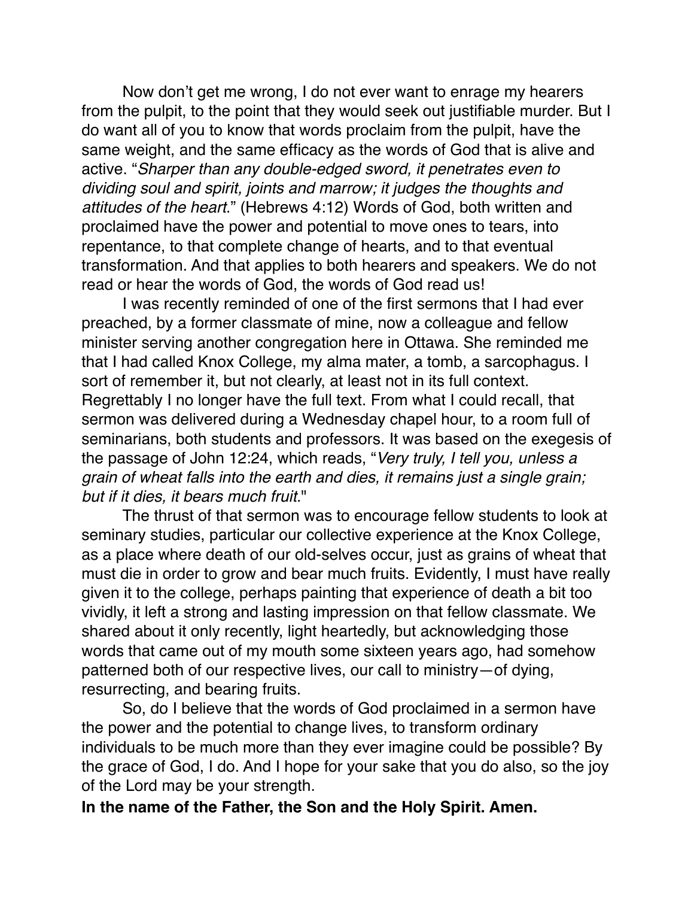Now don't get me wrong, I do not ever want to enrage my hearers from the pulpit, to the point that they would seek out justifiable murder. But I do want all of you to know that words proclaim from the pulpit, have the same weight, and the same efficacy as the words of God that is alive and active. "*Sharper than any double-edged sword, it penetrates even to dividing soul and spirit, joints and marrow; it judges the thoughts and attitudes of the heart*." (Hebrews 4:12) Words of God, both written and proclaimed have the power and potential to move ones to tears, into repentance, to that complete change of hearts, and to that eventual transformation. And that applies to both hearers and speakers. We do not read or hear the words of God, the words of God read us!

I was recently reminded of one of the first sermons that I had ever preached, by a former classmate of mine, now a colleague and fellow minister serving another congregation here in Ottawa. She reminded me that I had called Knox College, my alma mater, a tomb, a sarcophagus. I sort of remember it, but not clearly, at least not in its full context. Regrettably I no longer have the full text. From what I could recall, that sermon was delivered during a Wednesday chapel hour, to a room full of seminarians, both students and professors. It was based on the exegesis of the passage of John 12:24, which reads, "*Very truly, I tell you, unless a grain of wheat falls into the earth and dies, it remains just a single grain; but if it dies, it bears much fruit.*"

The thrust of that sermon was to encourage fellow students to look at seminary studies, particular our collective experience at the Knox College, as a place where death of our old-selves occur, just as grains of wheat that must die in order to grow and bear much fruits. Evidently, I must have really given it to the college, perhaps painting that experience of death a bit too vividly, it left a strong and lasting impression on that fellow classmate. We shared about it only recently, light heartedly, but acknowledging those words that came out of my mouth some sixteen years ago, had somehow patterned both of our respective lives, our call to ministry—of dying, resurrecting, and bearing fruits.

So, do I believe that the words of God proclaimed in a sermon have the power and the potential to change lives, to transform ordinary individuals to be much more than they ever imagine could be possible? By the grace of God, I do. And I hope for your sake that you do also, so the joy of the Lord may be your strength.

**In the name of the Father, the Son and the Holy Spirit. Amen.**